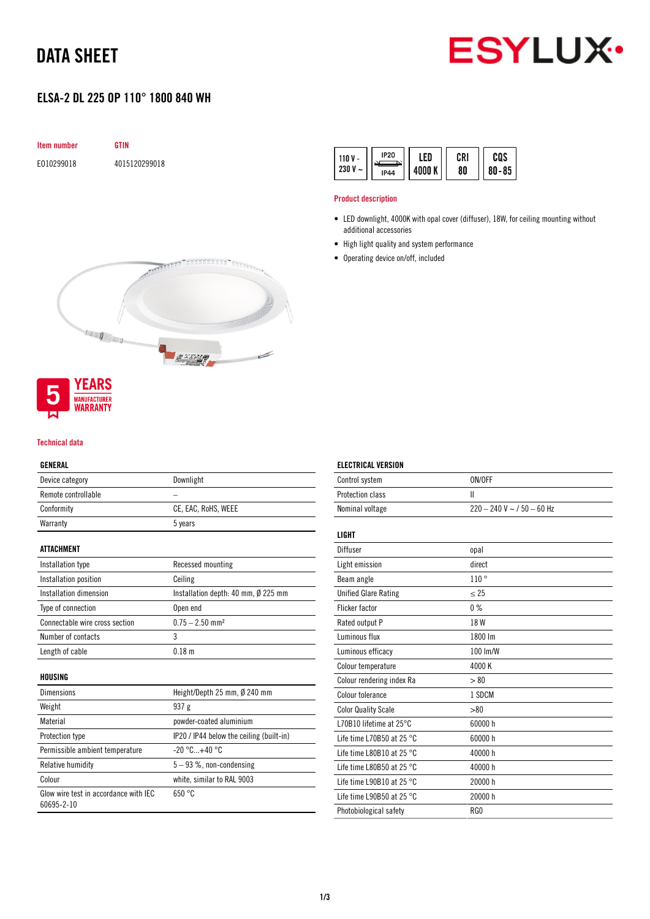# DATA SHEET

## ELSA-2 DL 225 OP 110° 1800 840 WH

| Item number | GTIN |
|---|---|
| E010299018 | 4015120299018 |

110 V - 230 V ~ | IP20 IP44 | LED 4000 K | CRI 80 | CQS 80 - 85

### Product description

- LED downlight, 4000K with opal cover (diffuser), 18W, for ceiling mounting without additional accessories
- High light quality and system performance
- Operating device on/off, included

5 YEARS MANUFACTURER WARRANTY

### Technical data

| GENERAL | |
|---|---|
| Device category | Downlight |
| Remote controllable | – |
| Conformity | CE, EAC, RoHS, WEEE |
| Warranty | 5 years |

| ATTACHMENT | |
|---|---|
| Installation type | Recessed mounting |
| Installation position | Ceiling |
| Installation dimension | Installation depth: 40 mm, Ø 225 mm |
| Type of connection | Open end |
| Connectable wire cross section | 0.75 – 2.50 mm² |
| Number of contacts | 3 |
| Length of cable | 0.18 m |

| HOUSING | |
|---|---|
| Dimensions | Height/Depth 25 mm, Ø 240 mm |
| Weight | 937 g |
| Material | powder-coated aluminium |
| Protection type | IP20 / IP44 below the ceiling (built-in) |
| Permissible ambient temperature | -20 °C...+40 °C |
| Relative humidity | 5 – 93 %, non-condensing |
| Colour | white, similar to RAL 9003 |
| Glow wire test in accordance with IEC 60695-2-10 | 650 °C |

| ELECTRICAL VERSION | |
|---|---|
| Control system | ON/OFF |
| Protection class | II |
| Nominal voltage | 220 – 240 V ~ / 50 – 60 Hz |

| LIGHT | |
|---|---|
| Diffuser | opal |
| Light emission | direct |
| Beam angle | 110 ° |
| Unified Glare Rating | ≤ 25 |
| Flicker factor | 0 % |
| Rated output P | 18 W |
| Luminous flux | 1800 lm |
| Luminous efficacy | 100 lm/W |
| Colour temperature | 4000 K |
| Colour rendering index Ra | > 80 |
| Colour tolerance | 1 SDCM |
| Color Quality Scale | >80 |
| L70B10 lifetime at 25°C | 60000 h |
| Life time L70B50 at 25 °C | 60000 h |
| Life time L80B10 at 25 °C | 40000 h |
| Life time L80B50 at 25 °C | 40000 h |
| Life time L90B10 at 25 °C | 20000 h |
| Life time L90B50 at 25 °C | 20000 h |
| Photobiological safety | RG0 |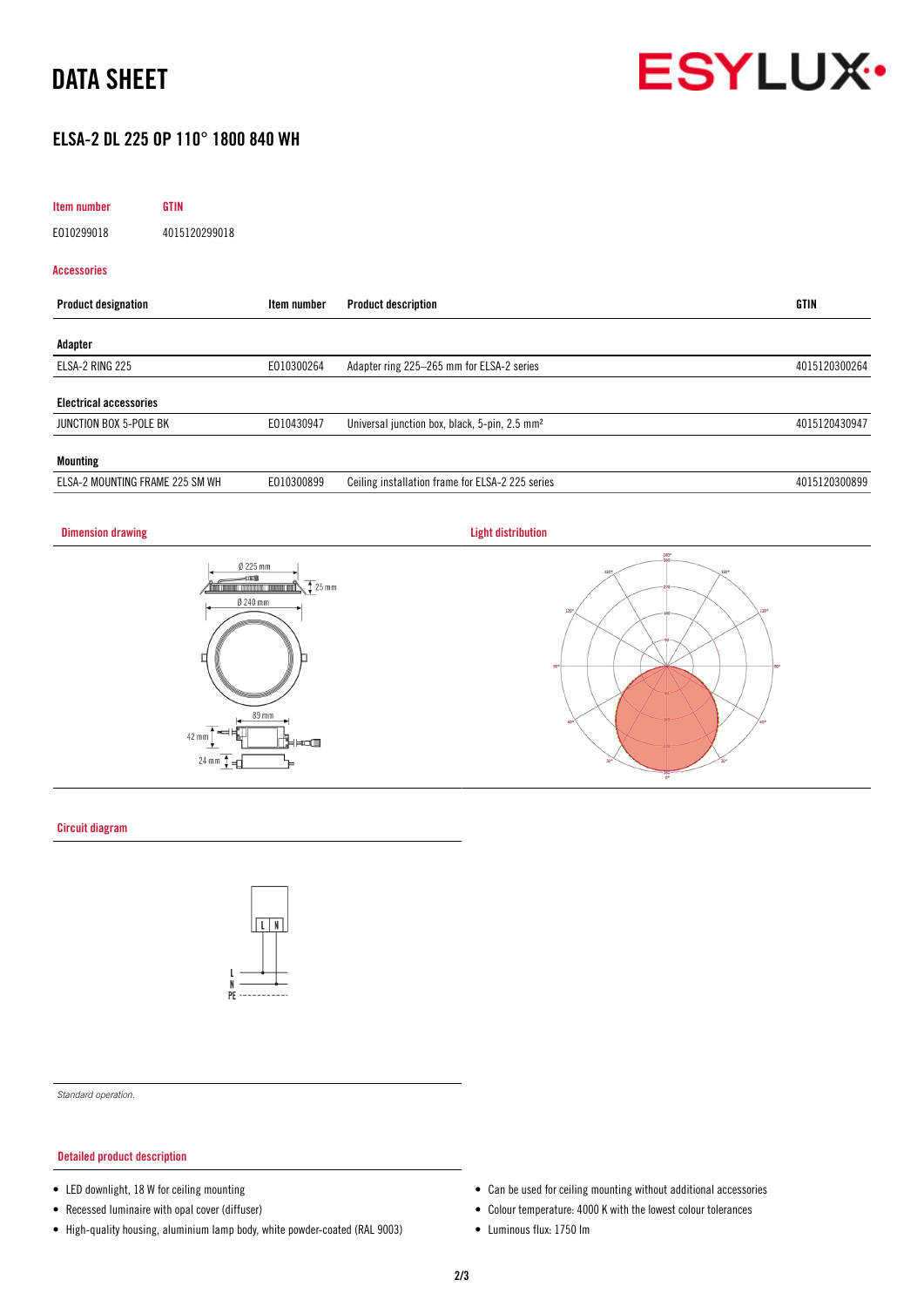# DATA SHEET

## ELSA-2 DL 225 OP 110° 1800 840 WH

| Item number | GTIN |
|---|---|
| E010299018 | 4015120299018 |

### Accessories

| Product designation | Item number | Product description | GTIN |
|---|---|---|---|
| **Adapter** | | | |
| ELSA-2 RING 225 | E010300264 | Adapter ring 225–265 mm for ELSA-2 series | 4015120300264 |
| **Electrical accessories** | | | |
| JUNCTION BOX 5-POLE BK | E010430947 | Universal junction box, black, 5-pin, 2.5 mm² | 4015120430947 |
| **Mounting** | | | |
| ELSA-2 MOUNTING FRAME 225 SM WH | E010300899 | Ceiling installation frame for ELSA-2 225 series | 4015120300899 |

### Dimension drawing

Ø 225 mm, 25 mm, Ø 240 mm, 89 mm, 42 mm, 24 mm

### Light distribution

### Circuit diagram

L N

L
N
PE

*Standard operation.*

### Detailed product description

- LED downlight, 18 W for ceiling mounting
- Recessed luminaire with opal cover (diffuser)
- High-quality housing, aluminium lamp body, white powder-coated (RAL 9003)
- Can be used for ceiling mounting without additional accessories
- Colour temperature: 4000 K with the lowest colour tolerances
- Luminous flux: 1750 lm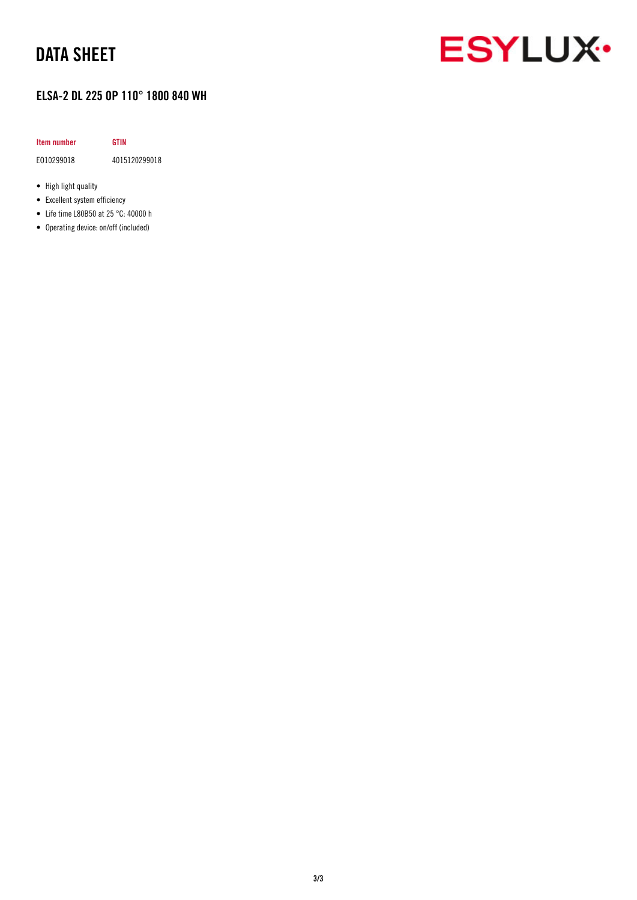# DATA SHEET

## ELSA-2 DL 225 OP 110° 1800 840 WH

| Item number | GTIN |
| --- | --- |
| EO10299018 | 4015120299018 |

- High light quality
- Excellent system efficiency
- Life time L80B50 at 25 °C: 40000 h
- Operating device: on/off (included)